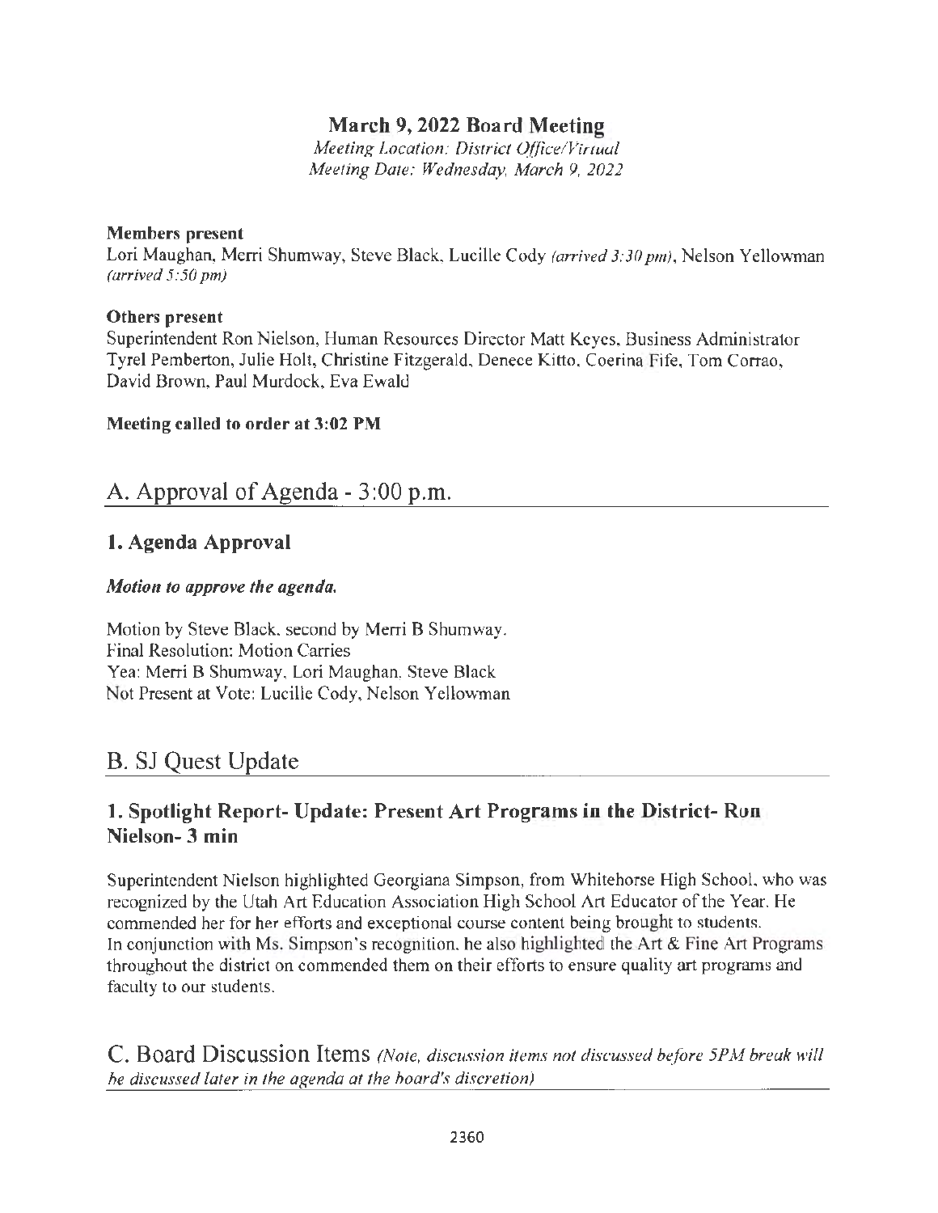# March 9, 2022 Board Meeting

*Meeting Location: District Office/Virtual*
*Meeting Date: Wednesday, March 9, 2022*

**Members present**
Lori Maughan, Merri Shumway, Steve Black, Lucille Cody *(arrived 3:30 pm)*, Nelson Yellowman *(arrived 5:50 pm)*

**Others present**
Superintendent Ron Nielson, Human Resources Director Matt Keyes, Business Administrator Tyrel Pemberton, Julie Holt, Christine Fitzgerald, Denece Kitto, Coerina Fife, Tom Corrao, David Brown, Paul Murdock, Eva Ewald

**Meeting called to order at 3:02 PM**

## A. Approval of Agenda - 3:00 p.m.

### 1. Agenda Approval

***Motion to approve the agenda.***

Motion by Steve Black, second by Merri B Shumway.
Final Resolution: Motion Carries
Yea: Merri B Shumway, Lori Maughan, Steve Black
Not Present at Vote: Lucille Cody, Nelson Yellowman

## B. SJ Quest Update

### 1. Spotlight Report- Update: Present Art Programs in the District- Ron Nielson- 3 min

Superintendent Nielson highlighted Georgiana Simpson, from Whitehorse High School, who was recognized by the Utah Art Education Association High School Art Educator of the Year. He commended her for her efforts and exceptional course content being brought to students. In conjunction with Ms. Simpson's recognition, he also highlighted the Art & Fine Art Programs throughout the district on commended them on their efforts to ensure quality art programs and faculty to our students.

## C. Board Discussion Items *(Note, discussion items not discussed before 5PM break will be discussed later in the agenda at the board's discretion)*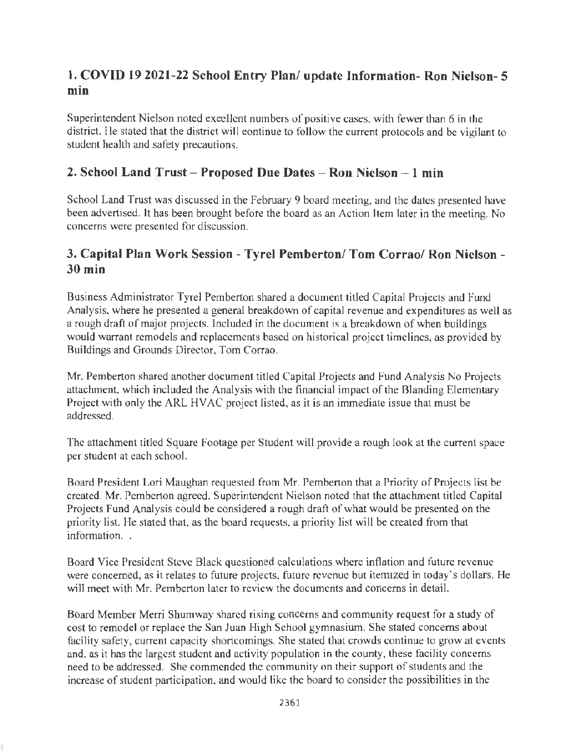## 1. COVID 19 2021-22 School Entry Plan/ update Information- Ron Nielson- 5 min

Superintendent Nielson noted excellent numbers of positive cases, with fewer than 6 in the district. He stated that the district will continue to follow the current protocols and be vigilant to student health and safety precautions.

## 2. School Land Trust – Proposed Due Dates – Ron Nielson – 1 min

School Land Trust was discussed in the February 9 board meeting, and the dates presented have been advertised. It has been brought before the board as an Action Item later in the meeting. No concerns were presented for discussion.

## 3. Capital Plan Work Session - Tyrel Pemberton/ Tom Corrao/ Ron Nielson - 30 min

Business Administrator Tyrel Pemberton shared a document titled Capital Projects and Fund Analysis, where he presented a general breakdown of capital revenue and expenditures as well as a rough draft of major projects. Included in the document is a breakdown of when buildings would warrant remodels and replacements based on historical project timelines, as provided by Buildings and Grounds Director, Tom Corrao.

Mr. Pemberton shared another document titled Capital Projects and Fund Analysis No Projects attachment, which included the Analysis with the financial impact of the Blanding Elementary Project with only the ARL HVAC project listed, as it is an immediate issue that must be addressed.

The attachment titled Square Footage per Student will provide a rough look at the current space per student at each school.

Board President Lori Maughan requested from Mr. Pemberton that a Priority of Projects list be created. Mr. Pemberton agreed, Superintendent Nielson noted that the attachment titled Capital Projects Fund Analysis could be considered a rough draft of what would be presented on the priority list. He stated that, as the board requests, a priority list will be created from that information. .

Board Vice President Steve Black questioned calculations where inflation and future revenue were concerned, as it relates to future projects, future revenue but itemized in today's dollars. He will meet with Mr. Pemberton later to review the documents and concerns in detail.

Board Member Merri Shumway shared rising concerns and community request for a study of cost to remodel or replace the San Juan High School gymnasium. She stated concerns about facility safety, current capacity shortcomings. She stated that crowds continue to grow at events and, as it has the largest student and activity population in the county, these facility concerns need to be addressed. She commended the community on their support of students and the increase of student participation, and would like the board to consider the possibilities in the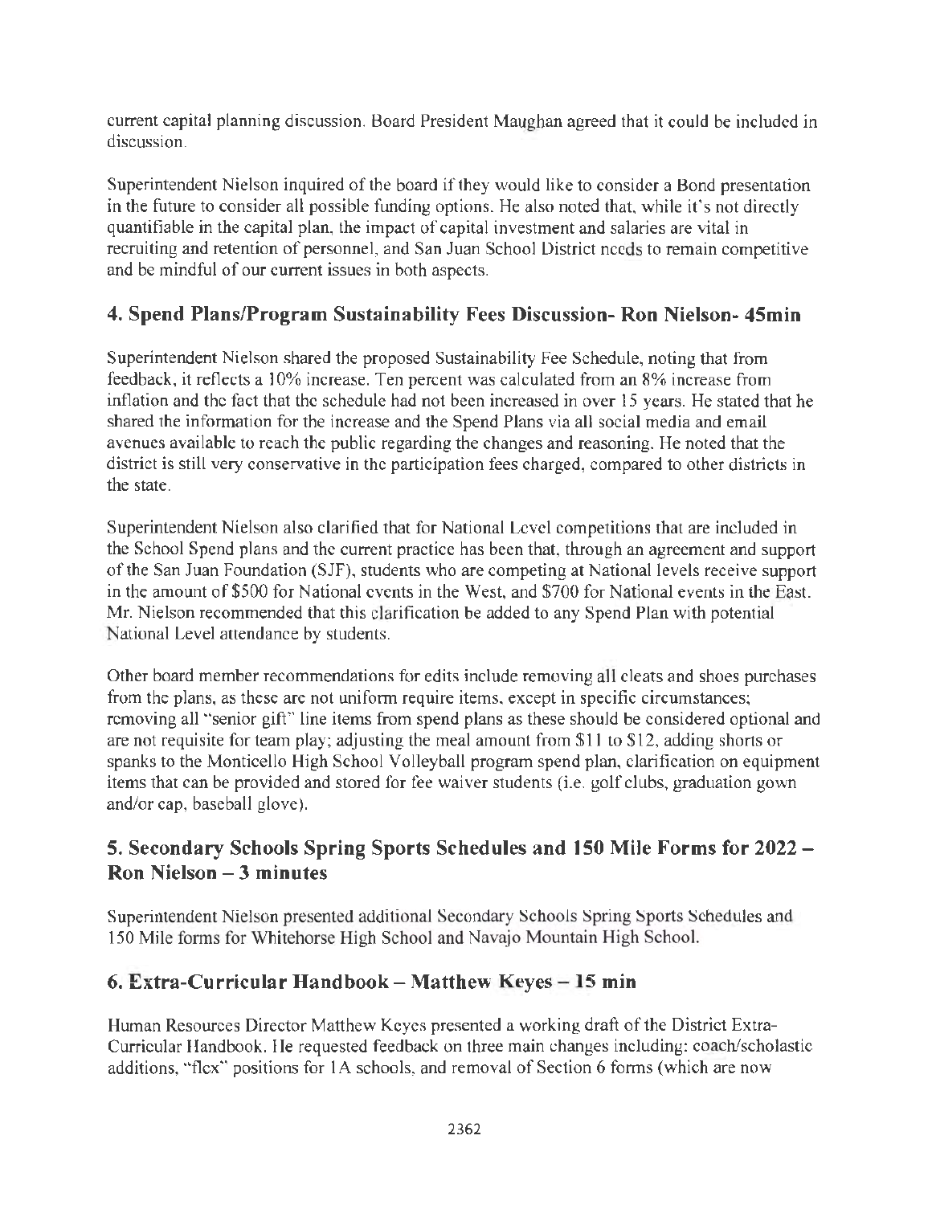current capital planning discussion. Board President Maughan agreed that it could be included in discussion.

Superintendent Nielson inquired of the board if they would like to consider a Bond presentation in the future to consider all possible funding options. He also noted that, while it's not directly quantifiable in the capital plan, the impact of capital investment and salaries are vital in recruiting and retention of personnel, and San Juan School District needs to remain competitive and be mindful of our current issues in both aspects.

## 4. Spend Plans/Program Sustainability Fees Discussion- Ron Nielson- 45min

Superintendent Nielson shared the proposed Sustainability Fee Schedule, noting that from feedback, it reflects a 10% increase. Ten percent was calculated from an 8% increase from inflation and the fact that the schedule had not been increased in over 15 years. He stated that he shared the information for the increase and the Spend Plans via all social media and email avenues available to reach the public regarding the changes and reasoning. He noted that the district is still very conservative in the participation fees charged, compared to other districts in the state.

Superintendent Nielson also clarified that for National Level competitions that are included in the School Spend plans and the current practice has been that, through an agreement and support of the San Juan Foundation (SJF), students who are competing at National levels receive support in the amount of $500 for National events in the West, and $700 for National events in the East. Mr. Nielson recommended that this clarification be added to any Spend Plan with potential National Level attendance by students.

Other board member recommendations for edits include removing all cleats and shoes purchases from the plans, as these are not uniform require items, except in specific circumstances; removing all "senior gift" line items from spend plans as these should be considered optional and are not requisite for team play; adjusting the meal amount from $11 to $12, adding shorts or spanks to the Monticello High School Volleyball program spend plan, clarification on equipment items that can be provided and stored for fee waiver students (i.e. golf clubs, graduation gown and/or cap, baseball glove).

## 5. Secondary Schools Spring Sports Schedules and 150 Mile Forms for 2022 – Ron Nielson – 3 minutes

Superintendent Nielson presented additional Secondary Schools Spring Sports Schedules and 150 Mile forms for Whitehorse High School and Navajo Mountain High School.

## 6. Extra-Curricular Handbook – Matthew Keyes – 15 min

Human Resources Director Matthew Keyes presented a working draft of the District Extra-Curricular Handbook. He requested feedback on three main changes including: coach/scholastic additions, "flex" positions for 1A schools, and removal of Section 6 forms (which are now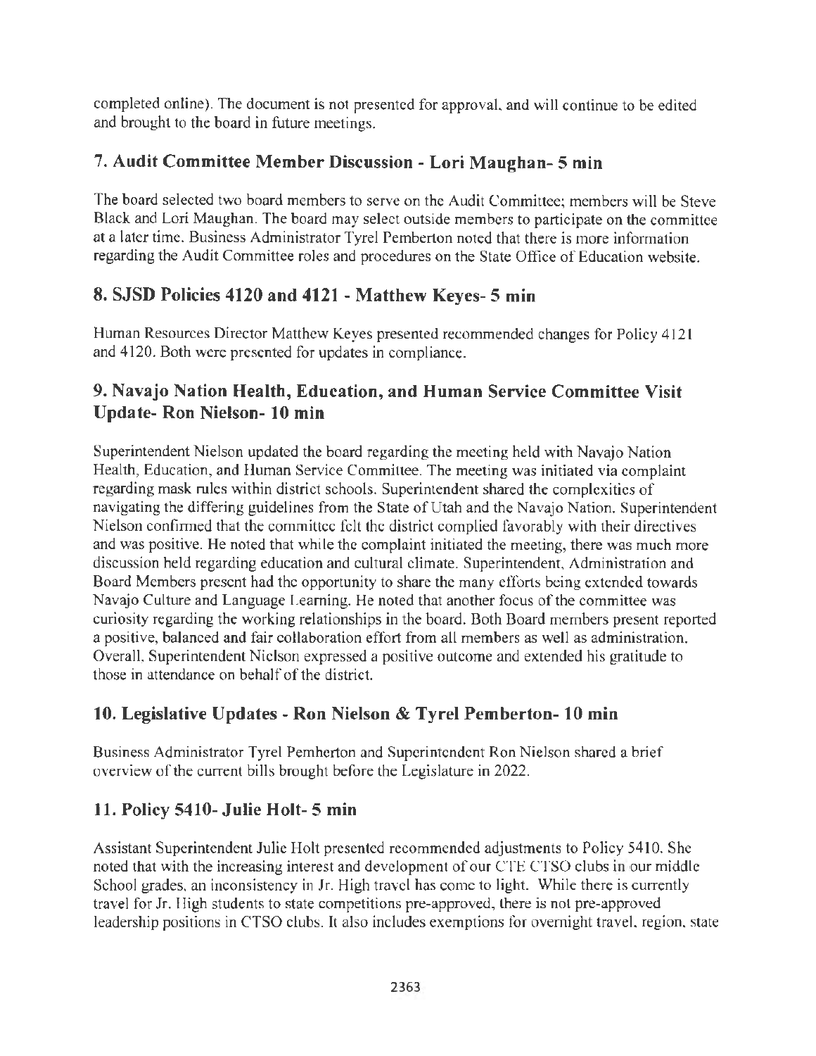completed online). The document is not presented for approval, and will continue to be edited and brought to the board in future meetings.

## 7. Audit Committee Member Discussion - Lori Maughan- 5 min

The board selected two board members to serve on the Audit Committee; members will be Steve Black and Lori Maughan. The board may select outside members to participate on the committee at a later time. Business Administrator Tyrel Pemberton noted that there is more information regarding the Audit Committee roles and procedures on the State Office of Education website.

## 8. SJSD Policies 4120 and 4121 - Matthew Keyes- 5 min

Human Resources Director Matthew Keyes presented recommended changes for Policy 4121 and 4120. Both were presented for updates in compliance.

## 9. Navajo Nation Health, Education, and Human Service Committee Visit Update- Ron Nielson- 10 min

Superintendent Nielson updated the board regarding the meeting held with Navajo Nation Health, Education, and Human Service Committee. The meeting was initiated via complaint regarding mask rules within district schools. Superintendent shared the complexities of navigating the differing guidelines from the State of Utah and the Navajo Nation. Superintendent Nielson confirmed that the committee felt the district complied favorably with their directives and was positive. He noted that while the complaint initiated the meeting, there was much more discussion held regarding education and cultural climate. Superintendent, Administration and Board Members present had the opportunity to share the many efforts being extended towards Navajo Culture and Language Learning. He noted that another focus of the committee was curiosity regarding the working relationships in the board. Both Board members present reported a positive, balanced and fair collaboration effort from all members as well as administration. Overall, Superintendent Nielson expressed a positive outcome and extended his gratitude to those in attendance on behalf of the district.

## 10. Legislative Updates - Ron Nielson & Tyrel Pemberton- 10 min

Business Administrator Tyrel Pemberton and Superintendent Ron Nielson shared a brief overview of the current bills brought before the Legislature in 2022.

## 11. Policy 5410- Julie Holt- 5 min

Assistant Superintendent Julie Holt presented recommended adjustments to Policy 5410. She noted that with the increasing interest and development of our CTE CTSO clubs in our middle School grades, an inconsistency in Jr. High travel has come to light. While there is currently travel for Jr. High students to state competitions pre-approved, there is not pre-approved leadership positions in CTSO clubs. It also includes exemptions for overnight travel, region, state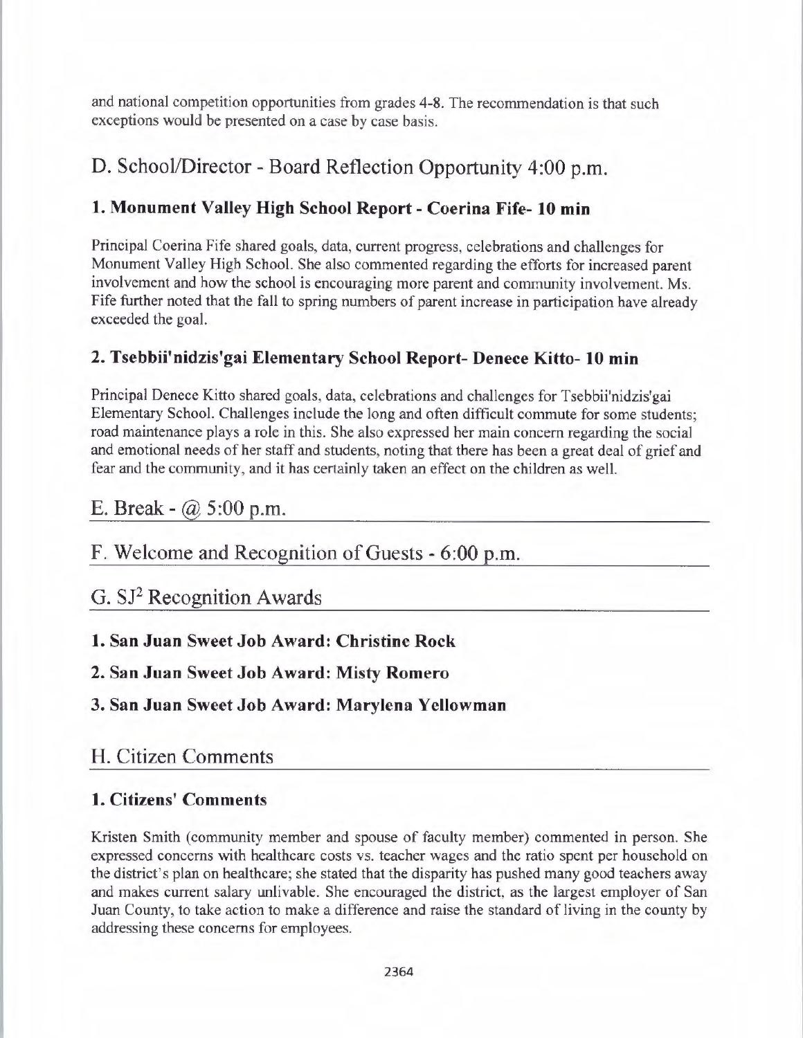and national competition opportunities from grades 4-8. The recommendation is that such exceptions would be presented on a case by case basis.

## D. School/Director - Board Reflection Opportunity 4:00 p.m.

### 1. Monument Valley High School Report - Coerina Fife- 10 min

Principal Coerina Fife shared goals, data, current progress, celebrations and challenges for Monument Valley High School. She also commented regarding the efforts for increased parent involvement and how the school is encouraging more parent and community involvement. Ms. Fife further noted that the fall to spring numbers of parent increase in participation have already exceeded the goal.

### 2. Tsebbii'nidzis'gai Elementary School Report- Denece Kitto- 10 min

Principal Denece Kitto shared goals, data, celebrations and challenges for Tsebbii'nidzis'gai Elementary School. Challenges include the long and often difficult commute for some students; road maintenance plays a role in this. She also expressed her main concern regarding the social and emotional needs of her staff and students, noting that there has been a great deal of grief and fear and the community, and it has certainly taken an effect on the children as well.

## E. Break - @ 5:00 p.m.

## F. Welcome and Recognition of Guests - 6:00 p.m.

## G. $SJ^2$ Recognition Awards

### 1. San Juan Sweet Job Award: Christine Rock

### 2. San Juan Sweet Job Award: Misty Romero

### 3. San Juan Sweet Job Award: Marylena Yellowman

## H. Citizen Comments

### 1. Citizens' Comments

Kristen Smith (community member and spouse of faculty member) commented in person. She expressed concerns with healthcare costs vs. teacher wages and the ratio spent per household on the district's plan on healthcare; she stated that the disparity has pushed many good teachers away and makes current salary unlivable. She encouraged the district, as the largest employer of San Juan County, to take action to make a difference and raise the standard of living in the county by addressing these concerns for employees.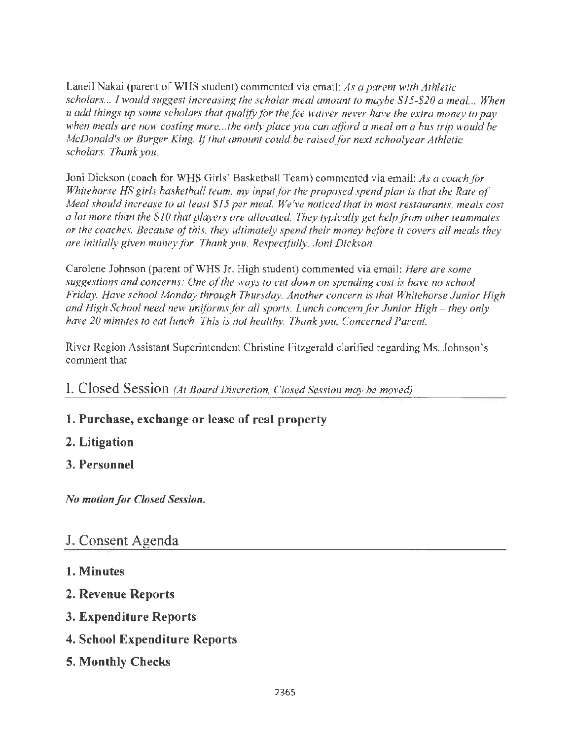Laneil Nakai (parent of WHS student) commented via email: *As a parent with Athletic scholars... I would suggest increasing the scholar meal amount to maybe $15-$20 a meal... When u add things up some scholars that qualify for the fee waiver never have the extra money to pay when meals are now costing more...the only place you can afford a meal on a bus trip would be McDonald's or Burger King. If that amount could be raised for next schoolyear Athletic scholars. Thank you.*

Joni Dickson (coach for WHS Girls' Basketball Team) commented via email: *As a coach for Whitehorse HS girls basketball team, my input for the proposed spend plan is that the Rate of Meal should increase to at least $15 per meal. We've noticed that in most restaurants, meals cost a lot more than the $10 that players are allocated. They typically get help from other teammates or the coaches. Because of this, they ultimately spend their money before it covers all meals they are initially given money for. Thank you. Respectfully, Joni Dickson*

Carolene Johnson (parent of WHS Jr. High student) commented via email: *Here are some suggestions and concerns: One of the ways to cut down on spending cost is have no school Friday. Have school Monday through Thursday. Another concern is that Whitehorse Junior High and High School need new uniforms for all sports. Lunch concern for Junior High – they only have 20 minutes to eat lunch. This is not healthy. Thank you, Concerned Parent.*

River Region Assistant Superintendent Christine Fitzgerald clarified regarding Ms. Johnson's comment that

## I. Closed Session *(At Board Discretion, Closed Session may be moved)*

### 1. Purchase, exchange or lease of real property

### 2. Litigation

### 3. Personnel

***No motion for Closed Session.***

## J. Consent Agenda

### 1. Minutes

### 2. Revenue Reports

### 3. Expenditure Reports

### 4. School Expenditure Reports

### 5. Monthly Checks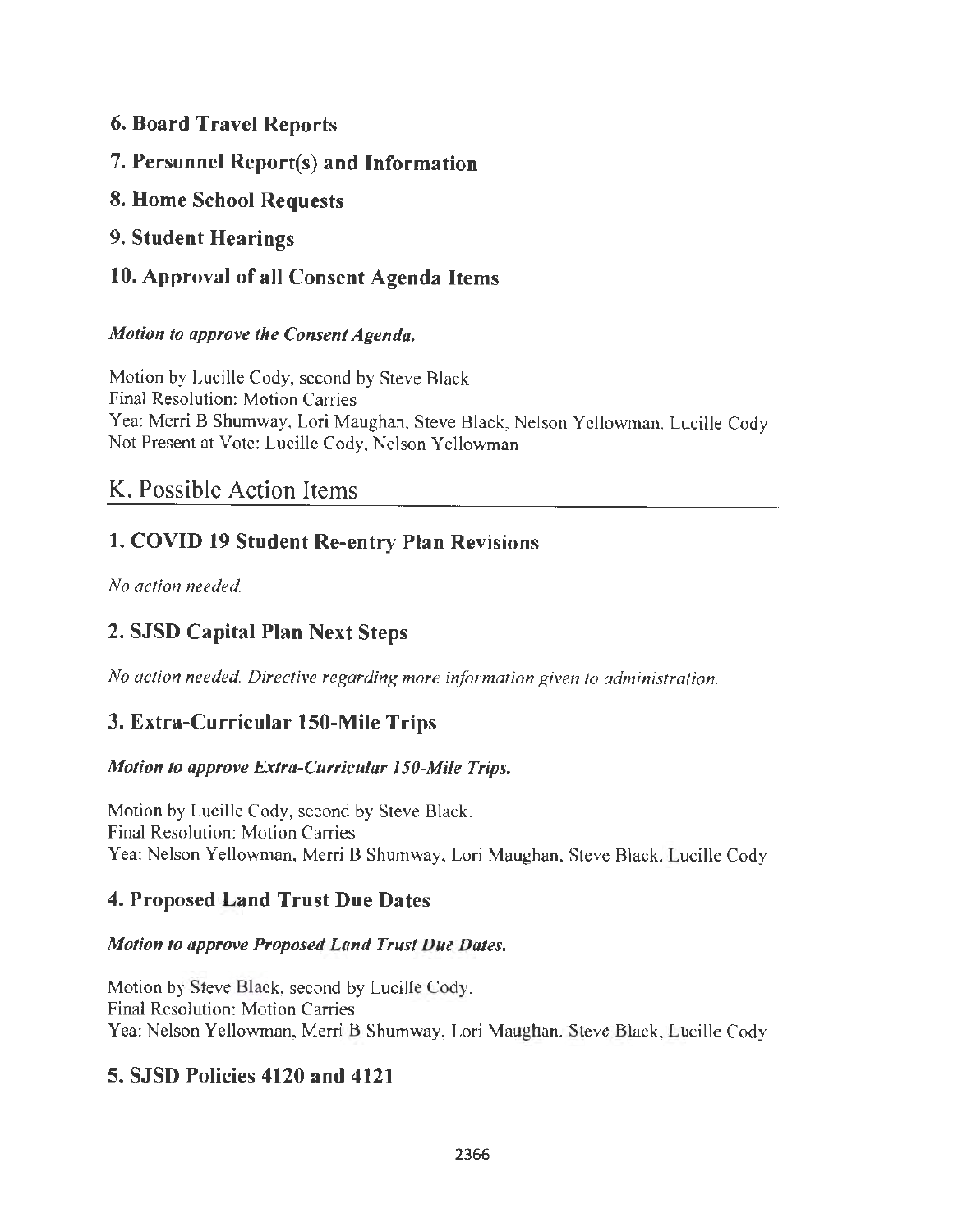### 6. Board Travel Reports

### 7. Personnel Report(s) and Information

### 8. Home School Requests

### 9. Student Hearings

### 10. Approval of all Consent Agenda Items

***Motion to approve the Consent Agenda.***

Motion by Lucille Cody, second by Steve Black.
Final Resolution: Motion Carries
Yea: Merri B Shumway, Lori Maughan, Steve Black, Nelson Yellowman, Lucille Cody
Not Present at Vote: Lucille Cody, Nelson Yellowman

## K. Possible Action Items

### 1. COVID 19 Student Re-entry Plan Revisions

*No action needed.*

### 2. SJSD Capital Plan Next Steps

*No action needed. Directive regarding more information given to administration.*

### 3. Extra-Curricular 150-Mile Trips

***Motion to approve Extra-Curricular 150-Mile Trips.***

Motion by Lucille Cody, second by Steve Black.
Final Resolution: Motion Carries
Yea: Nelson Yellowman, Merri B Shumway, Lori Maughan, Steve Black, Lucille Cody

### 4. Proposed Land Trust Due Dates

***Motion to approve Proposed Land Trust Due Dates.***

Motion by Steve Black, second by Lucille Cody.
Final Resolution: Motion Carries
Yea: Nelson Yellowman, Merri B Shumway, Lori Maughan, Steve Black, Lucille Cody

### 5. SJSD Policies 4120 and 4121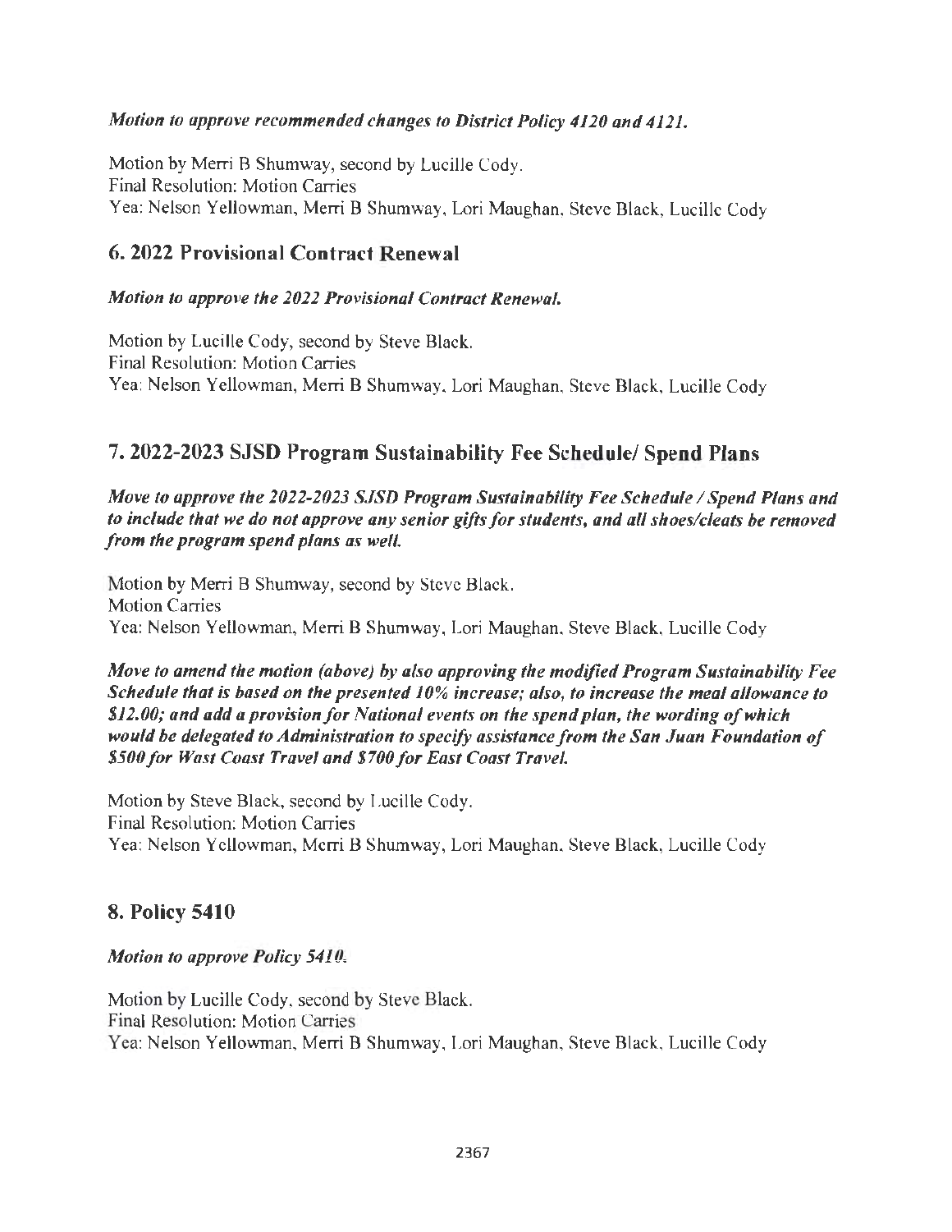*Motion to approve recommended changes to District Policy 4120 and 4121.*

Motion by Merri B Shumway, second by Lucille Cody.
Final Resolution: Motion Carries
Yea: Nelson Yellowman, Merri B Shumway, Lori Maughan, Steve Black, Lucille Cody

## 6. 2022 Provisional Contract Renewal

*Motion to approve the 2022 Provisional Contract Renewal.*

Motion by Lucille Cody, second by Steve Black.
Final Resolution: Motion Carries
Yea: Nelson Yellowman, Merri B Shumway, Lori Maughan, Steve Black, Lucille Cody

## 7. 2022-2023 SJSD Program Sustainability Fee Schedule/ Spend Plans

*Move to approve the 2022-2023 SJSD Program Sustainability Fee Schedule / Spend Plans and to include that we do not approve any senior gifts for students, and all shoes/cleats be removed from the program spend plans as well.*

Motion by Merri B Shumway, second by Steve Black.
Motion Carries
Yea: Nelson Yellowman, Merri B Shumway, Lori Maughan, Steve Black, Lucille Cody

*Move to amend the motion (above) by also approving the modified Program Sustainability Fee Schedule that is based on the presented 10% increase; also, to increase the meal allowance to $12.00; and add a provision for National events on the spend plan, the wording of which would be delegated to Administration to specify assistance from the San Juan Foundation of $500 for Wast Coast Travel and $700 for East Coast Travel.*

Motion by Steve Black, second by Lucille Cody.
Final Resolution: Motion Carries
Yea: Nelson Yellowman, Merri B Shumway, Lori Maughan, Steve Black, Lucille Cody

## 8. Policy 5410

*Motion to approve Policy 5410.*

Motion by Lucille Cody, second by Steve Black.
Final Resolution: Motion Carries
Yea: Nelson Yellowman, Merri B Shumway, Lori Maughan, Steve Black, Lucille Cody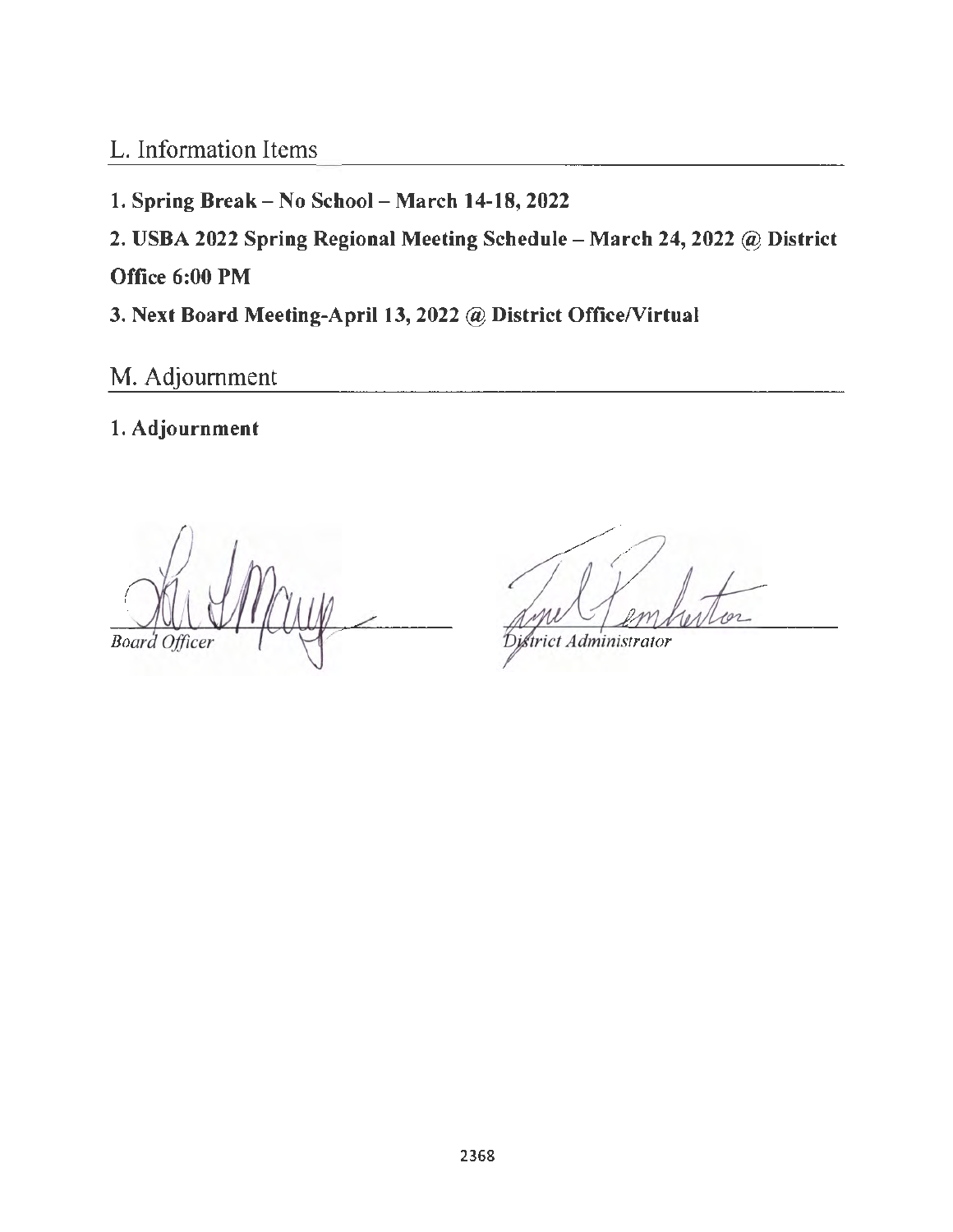## L. Information Items

**1. Spring Break – No School – March 14-18, 2022**

**2. USBA 2022 Spring Regional Meeting Schedule – March 24, 2022 @ District Office 6:00 PM**

**3. Next Board Meeting-April 13, 2022 @ District Office/Virtual**

## M. Adjournment

**1. Adjournment**

*Board Officer*

*District Administrator*